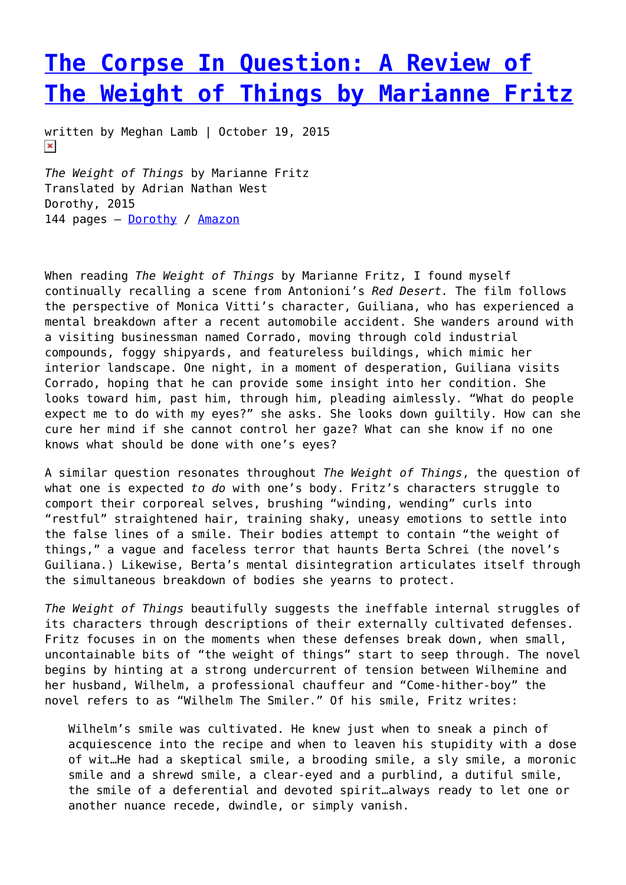# The Corpse In Question: A Review of The Weight of Things by Marianne Fritz

written by Meghan Lamb | October 19, 2015

*The Weight of Things* by Marianne Fritz
Translated by Adrian Nathan West
Dorothy, 2015
144 pages – Dorothy / Amazon

When reading *The Weight of Things* by Marianne Fritz, I found myself continually recalling a scene from Antonioni's *Red Desert.* The film follows the perspective of Monica Vitti's character, Guiliana, who has experienced a mental breakdown after a recent automobile accident. She wanders around with a visiting businessman named Corrado, moving through cold industrial compounds, foggy shipyards, and featureless buildings, which mimic her interior landscape. One night, in a moment of desperation, Guiliana visits Corrado, hoping that he can provide some insight into her condition. She looks toward him, past him, through him, pleading aimlessly. "What do people expect me to do with my eyes?" she asks. She looks down guiltily. How can she cure her mind if she cannot control her gaze? What can she know if no one knows what should be done with one's eyes?

A similar question resonates throughout *The Weight of Things*, the question of what one is expected *to do* with one's body. Fritz's characters struggle to comport their corporeal selves, brushing "winding, wending" curls into "restful" straightened hair, training shaky, uneasy emotions to settle into the false lines of a smile. Their bodies attempt to contain "the weight of things," a vague and faceless terror that haunts Berta Schrei (the novel's Guiliana.) Likewise, Berta's mental disintegration articulates itself through the simultaneous breakdown of bodies she yearns to protect.

*The Weight of Things* beautifully suggests the ineffable internal struggles of its characters through descriptions of their externally cultivated defenses. Fritz focuses in on the moments when these defenses break down, when small, uncontainable bits of "the weight of things" start to seep through. The novel begins by hinting at a strong undercurrent of tension between Wilhemine and her husband, Wilhelm, a professional chauffeur and "Come-hither-boy" the novel refers to as "Wilhelm The Smiler." Of his smile, Fritz writes:

> Wilhelm's smile was cultivated. He knew just when to sneak a pinch of acquiescence into the recipe and when to leaven his stupidity with a dose of wit…He had a skeptical smile, a brooding smile, a sly smile, a moronic smile and a shrewd smile, a clear-eyed and a purblind, a dutiful smile, the smile of a deferential and devoted spirit…always ready to let one or another nuance recede, dwindle, or simply vanish.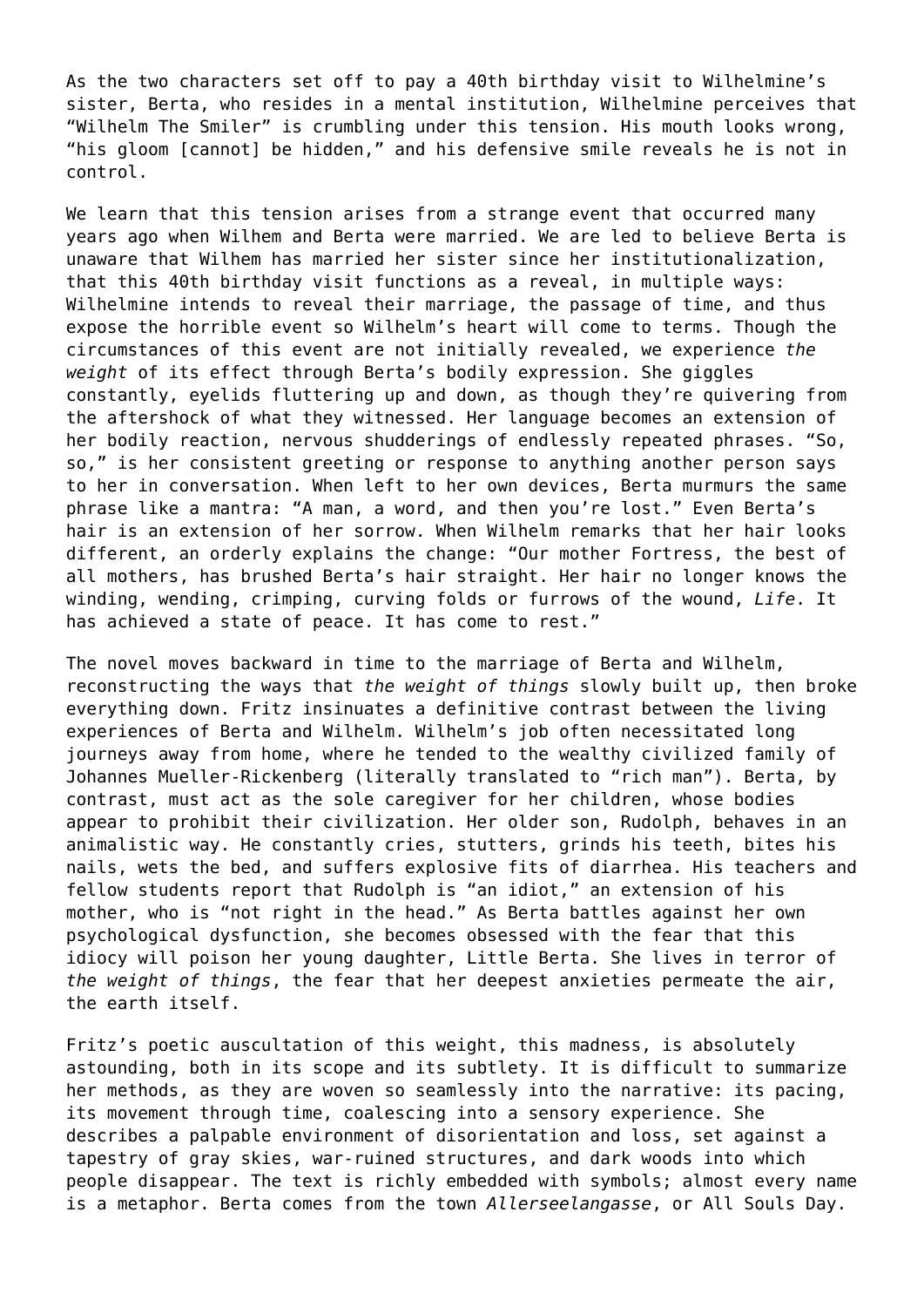As the two characters set off to pay a 40th birthday visit to Wilhelmine's sister, Berta, who resides in a mental institution, Wilhelmine perceives that "Wilhelm The Smiler" is crumbling under this tension. His mouth looks wrong, "his gloom [cannot] be hidden," and his defensive smile reveals he is not in control.

We learn that this tension arises from a strange event that occurred many years ago when Wilhem and Berta were married. We are led to believe Berta is unaware that Wilhem has married her sister since her institutionalization, that this 40th birthday visit functions as a reveal, in multiple ways: Wilhelmine intends to reveal their marriage, the passage of time, and thus expose the horrible event so Wilhelm's heart will come to terms. Though the circumstances of this event are not initially revealed, we experience *the weight* of its effect through Berta's bodily expression. She giggles constantly, eyelids fluttering up and down, as though they're quivering from the aftershock of what they witnessed. Her language becomes an extension of her bodily reaction, nervous shudderings of endlessly repeated phrases. "So, so," is her consistent greeting or response to anything another person says to her in conversation. When left to her own devices, Berta murmurs the same phrase like a mantra: "A man, a word, and then you're lost." Even Berta's hair is an extension of her sorrow. When Wilhelm remarks that her hair looks different, an orderly explains the change: "Our mother Fortress, the best of all mothers, has brushed Berta's hair straight. Her hair no longer knows the winding, wending, crimping, curving folds or furrows of the wound, *Life*. It has achieved a state of peace. It has come to rest."

The novel moves backward in time to the marriage of Berta and Wilhelm, reconstructing the ways that *the weight of things* slowly built up, then broke everything down. Fritz insinuates a definitive contrast between the living experiences of Berta and Wilhelm. Wilhelm's job often necessitated long journeys away from home, where he tended to the wealthy civilized family of Johannes Mueller-Rickenberg (literally translated to "rich man"). Berta, by contrast, must act as the sole caregiver for her children, whose bodies appear to prohibit their civilization. Her older son, Rudolph, behaves in an animalistic way. He constantly cries, stutters, grinds his teeth, bites his nails, wets the bed, and suffers explosive fits of diarrhea. His teachers and fellow students report that Rudolph is "an idiot," an extension of his mother, who is "not right in the head." As Berta battles against her own psychological dysfunction, she becomes obsessed with the fear that this idiocy will poison her young daughter, Little Berta. She lives in terror of *the weight of things*, the fear that her deepest anxieties permeate the air, the earth itself.

Fritz's poetic auscultation of this weight, this madness, is absolutely astounding, both in its scope and its subtlety. It is difficult to summarize her methods, as they are woven so seamlessly into the narrative: its pacing, its movement through time, coalescing into a sensory experience. She describes a palpable environment of disorientation and loss, set against a tapestry of gray skies, war-ruined structures, and dark woods into which people disappear. The text is richly embedded with symbols; almost every name is a metaphor. Berta comes from the town *Allerseelangasse*, or All Souls Day.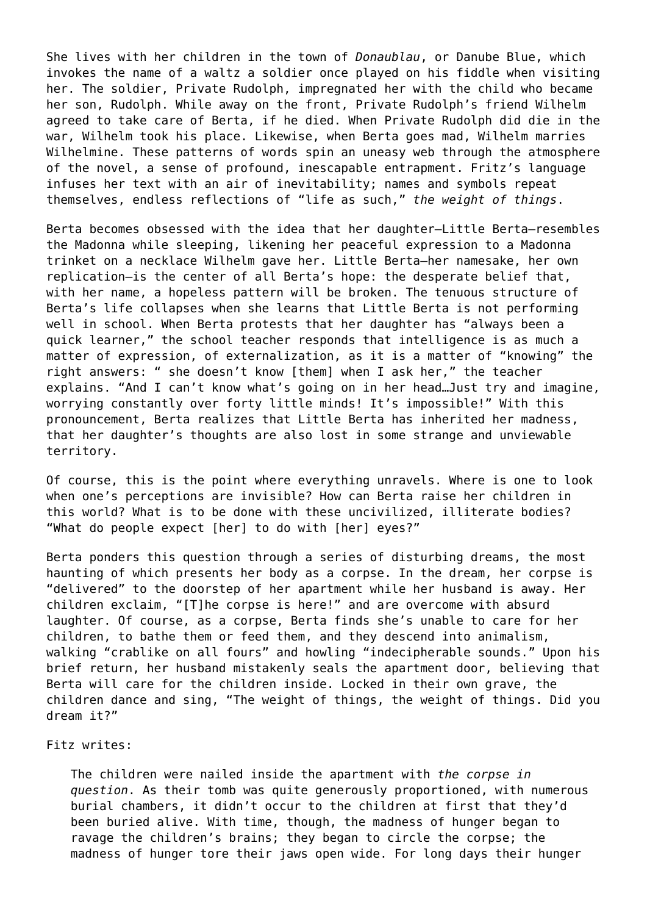She lives with her children in the town of *Donaublau*, or Danube Blue, which invokes the name of a waltz a soldier once played on his fiddle when visiting her. The soldier, Private Rudolph, impregnated her with the child who became her son, Rudolph. While away on the front, Private Rudolph's friend Wilhelm agreed to take care of Berta, if he died. When Private Rudolph did die in the war, Wilhelm took his place. Likewise, when Berta goes mad, Wilhelm marries Wilhelmine. These patterns of words spin an uneasy web through the atmosphere of the novel, a sense of profound, inescapable entrapment. Fritz's language infuses her text with an air of inevitability; names and symbols repeat themselves, endless reflections of "life as such," *the weight of things*.

Berta becomes obsessed with the idea that her daughter—Little Berta—resembles the Madonna while sleeping, likening her peaceful expression to a Madonna trinket on a necklace Wilhelm gave her. Little Berta—her namesake, her own replication—is the center of all Berta's hope: the desperate belief that, with her name, a hopeless pattern will be broken. The tenuous structure of Berta's life collapses when she learns that Little Berta is not performing well in school. When Berta protests that her daughter has "always been a quick learner," the school teacher responds that intelligence is as much a matter of expression, of externalization, as it is a matter of "knowing" the right answers: " she doesn't know [them] when I ask her," the teacher explains. "And I can't know what's going on in her head…Just try and imagine, worrying constantly over forty little minds! It's impossible!" With this pronouncement, Berta realizes that Little Berta has inherited her madness, that her daughter's thoughts are also lost in some strange and unviewable territory.

Of course, this is the point where everything unravels. Where is one to look when one's perceptions are invisible? How can Berta raise her children in this world? What is to be done with these uncivilized, illiterate bodies? "What do people expect [her] to do with [her] eyes?"

Berta ponders this question through a series of disturbing dreams, the most haunting of which presents her body as a corpse. In the dream, her corpse is "delivered" to the doorstep of her apartment while her husband is away. Her children exclaim, "[T]he corpse is here!" and are overcome with absurd laughter. Of course, as a corpse, Berta finds she's unable to care for her children, to bathe them or feed them, and they descend into animalism, walking "crablike on all fours" and howling "indecipherable sounds." Upon his brief return, her husband mistakenly seals the apartment door, believing that Berta will care for the children inside. Locked in their own grave, the children dance and sing, "The weight of things, the weight of things. Did you dream it?"

Fitz writes:

> The children were nailed inside the apartment with *the corpse in question*. As their tomb was quite generously proportioned, with numerous burial chambers, it didn't occur to the children at first that they'd been buried alive. With time, though, the madness of hunger began to ravage the children's brains; they began to circle the corpse; the madness of hunger tore their jaws open wide. For long days their hunger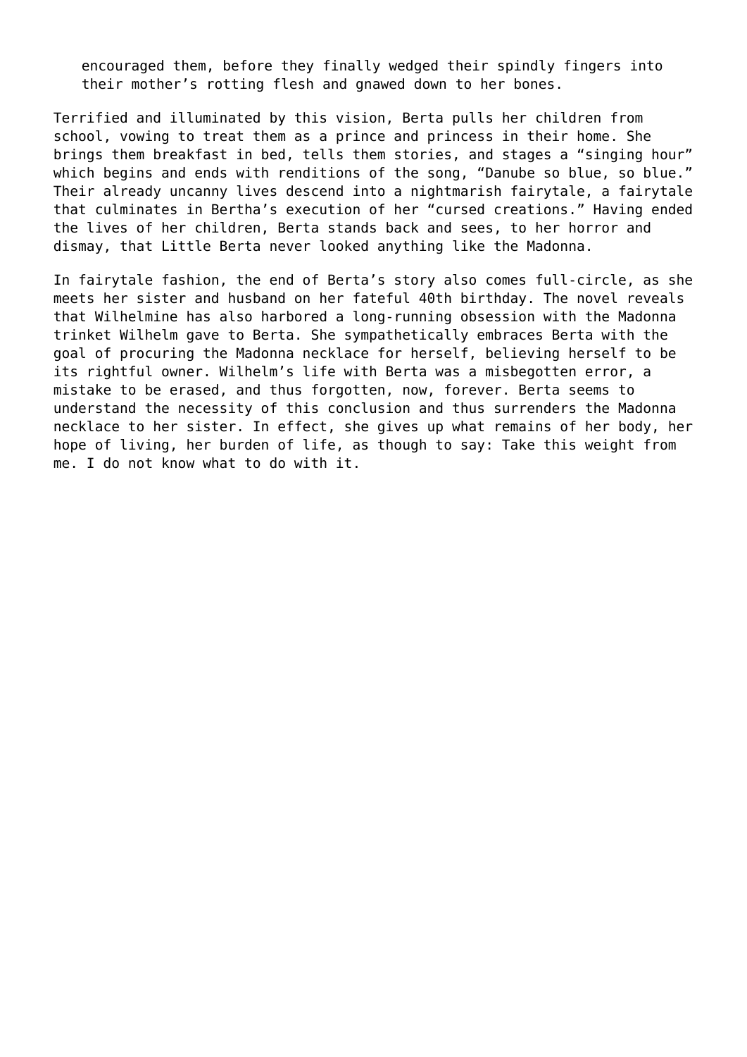> encouraged them, before they finally wedged their spindly fingers into their mother's rotting flesh and gnawed down to her bones.

Terrified and illuminated by this vision, Berta pulls her children from school, vowing to treat them as a prince and princess in their home. She brings them breakfast in bed, tells them stories, and stages a "singing hour" which begins and ends with renditions of the song, "Danube so blue, so blue." Their already uncanny lives descend into a nightmarish fairytale, a fairytale that culminates in Bertha's execution of her "cursed creations." Having ended the lives of her children, Berta stands back and sees, to her horror and dismay, that Little Berta never looked anything like the Madonna.

In fairytale fashion, the end of Berta's story also comes full-circle, as she meets her sister and husband on her fateful 40th birthday. The novel reveals that Wilhelmine has also harbored a long-running obsession with the Madonna trinket Wilhelm gave to Berta. She sympathetically embraces Berta with the goal of procuring the Madonna necklace for herself, believing herself to be its rightful owner. Wilhelm's life with Berta was a misbegotten error, a mistake to be erased, and thus forgotten, now, forever. Berta seems to understand the necessity of this conclusion and thus surrenders the Madonna necklace to her sister. In effect, she gives up what remains of her body, her hope of living, her burden of life, as though to say: Take this weight from me. I do not know what to do with it.